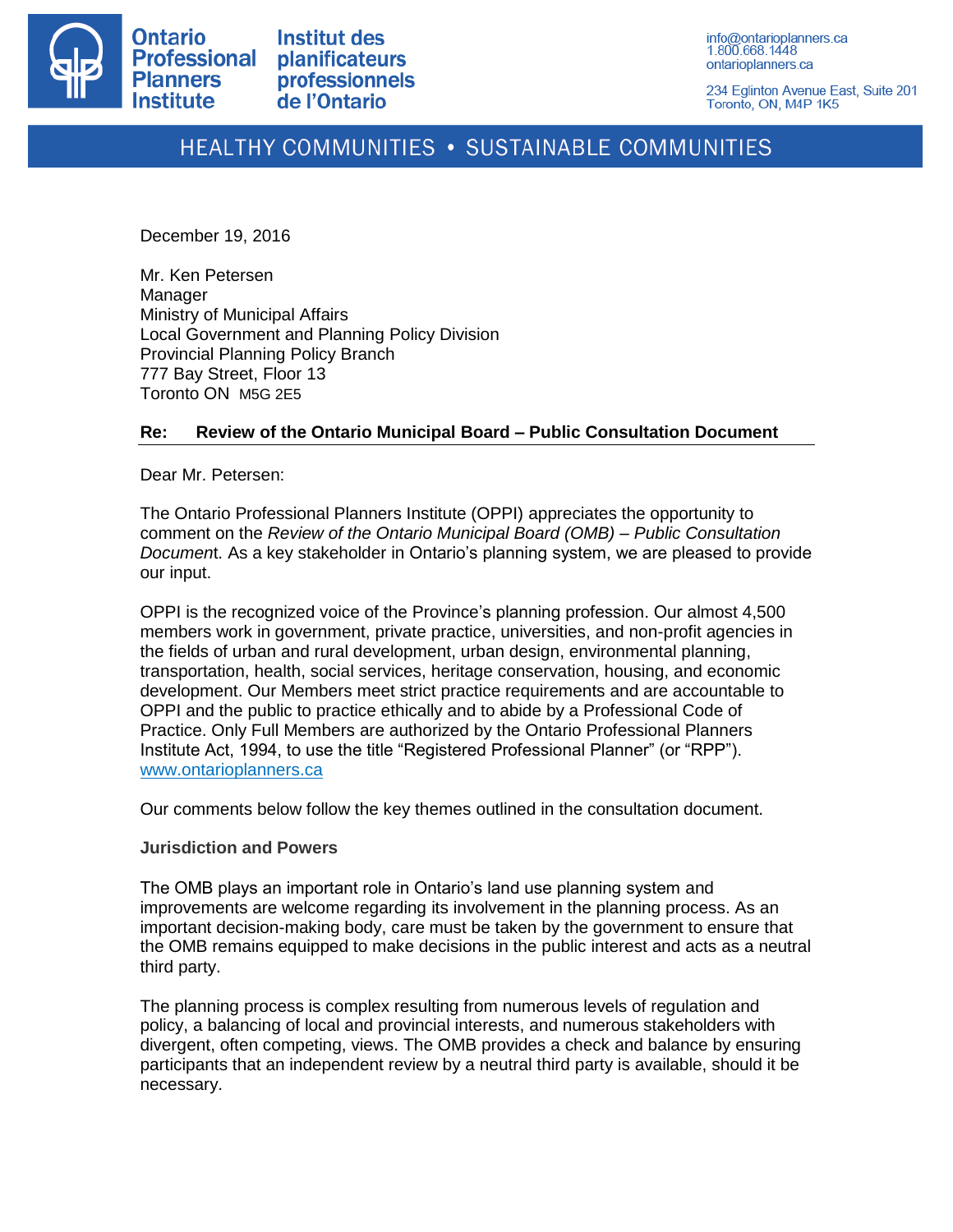Ontario Professional Planners Institute | Institut des planificateurs professionnels de l'Ontario

info@ontarioplanners.ca
1.800.668.1448
ontarioplanners.ca

234 Eglinton Avenue East, Suite 201
Toronto, ON, M4P 1K5

HEALTHY COMMUNITIES • SUSTAINABLE COMMUNITIES

December 19, 2016

Mr. Ken Petersen
Manager
Ministry of Municipal Affairs
Local Government and Planning Policy Division
Provincial Planning Policy Branch
777 Bay Street, Floor 13
Toronto ON M5G 2E5

**Re: Review of the Ontario Municipal Board – Public Consultation Document**

Dear Mr. Petersen:

The Ontario Professional Planners Institute (OPPI) appreciates the opportunity to comment on the *Review of the Ontario Municipal Board (OMB) – Public Consultation Document*. As a key stakeholder in Ontario's planning system, we are pleased to provide our input.

OPPI is the recognized voice of the Province's planning profession. Our almost 4,500 members work in government, private practice, universities, and non-profit agencies in the fields of urban and rural development, urban design, environmental planning, transportation, health, social services, heritage conservation, housing, and economic development. Our Members meet strict practice requirements and are accountable to OPPI and the public to practice ethically and to abide by a Professional Code of Practice. Only Full Members are authorized by the Ontario Professional Planners Institute Act, 1994, to use the title "Registered Professional Planner" (or "RPP"). www.ontarioplanners.ca

Our comments below follow the key themes outlined in the consultation document.

**Jurisdiction and Powers**

The OMB plays an important role in Ontario's land use planning system and improvements are welcome regarding its involvement in the planning process. As an important decision-making body, care must be taken by the government to ensure that the OMB remains equipped to make decisions in the public interest and acts as a neutral third party.

The planning process is complex resulting from numerous levels of regulation and policy, a balancing of local and provincial interests, and numerous stakeholders with divergent, often competing, views. The OMB provides a check and balance by ensuring participants that an independent review by a neutral third party is available, should it be necessary.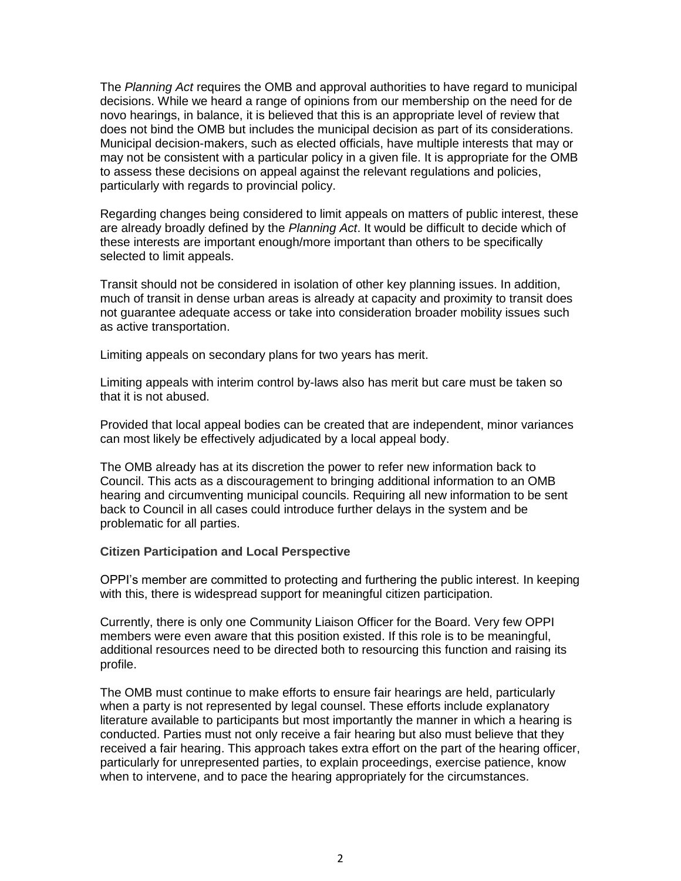The *Planning Act* requires the OMB and approval authorities to have regard to municipal decisions. While we heard a range of opinions from our membership on the need for de novo hearings, in balance, it is believed that this is an appropriate level of review that does not bind the OMB but includes the municipal decision as part of its considerations. Municipal decision-makers, such as elected officials, have multiple interests that may or may not be consistent with a particular policy in a given file. It is appropriate for the OMB to assess these decisions on appeal against the relevant regulations and policies, particularly with regards to provincial policy.

Regarding changes being considered to limit appeals on matters of public interest, these are already broadly defined by the *Planning Act*. It would be difficult to decide which of these interests are important enough/more important than others to be specifically selected to limit appeals.

Transit should not be considered in isolation of other key planning issues. In addition, much of transit in dense urban areas is already at capacity and proximity to transit does not guarantee adequate access or take into consideration broader mobility issues such as active transportation.

Limiting appeals on secondary plans for two years has merit.

Limiting appeals with interim control by-laws also has merit but care must be taken so that it is not abused.

Provided that local appeal bodies can be created that are independent, minor variances can most likely be effectively adjudicated by a local appeal body.

The OMB already has at its discretion the power to refer new information back to Council. This acts as a discouragement to bringing additional information to an OMB hearing and circumventing municipal councils. Requiring all new information to be sent back to Council in all cases could introduce further delays in the system and be problematic for all parties.

**Citizen Participation and Local Perspective**

OPPI's member are committed to protecting and furthering the public interest. In keeping with this, there is widespread support for meaningful citizen participation.

Currently, there is only one Community Liaison Officer for the Board. Very few OPPI members were even aware that this position existed. If this role is to be meaningful, additional resources need to be directed both to resourcing this function and raising its profile.

The OMB must continue to make efforts to ensure fair hearings are held, particularly when a party is not represented by legal counsel. These efforts include explanatory literature available to participants but most importantly the manner in which a hearing is conducted. Parties must not only receive a fair hearing but also must believe that they received a fair hearing. This approach takes extra effort on the part of the hearing officer, particularly for unrepresented parties, to explain proceedings, exercise patience, know when to intervene, and to pace the hearing appropriately for the circumstances.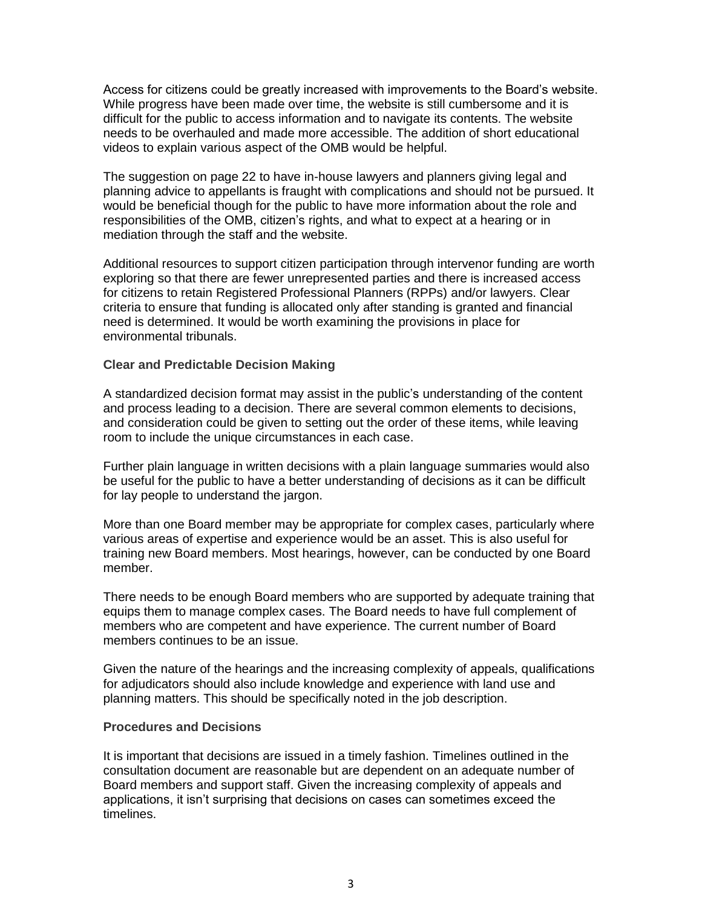Access for citizens could be greatly increased with improvements to the Board's website. While progress have been made over time, the website is still cumbersome and it is difficult for the public to access information and to navigate its contents. The website needs to be overhauled and made more accessible. The addition of short educational videos to explain various aspect of the OMB would be helpful.

The suggestion on page 22 to have in-house lawyers and planners giving legal and planning advice to appellants is fraught with complications and should not be pursued. It would be beneficial though for the public to have more information about the role and responsibilities of the OMB, citizen's rights, and what to expect at a hearing or in mediation through the staff and the website.

Additional resources to support citizen participation through intervenor funding are worth exploring so that there are fewer unrepresented parties and there is increased access for citizens to retain Registered Professional Planners (RPPs) and/or lawyers. Clear criteria to ensure that funding is allocated only after standing is granted and financial need is determined. It would be worth examining the provisions in place for environmental tribunals.

**Clear and Predictable Decision Making**

A standardized decision format may assist in the public's understanding of the content and process leading to a decision. There are several common elements to decisions, and consideration could be given to setting out the order of these items, while leaving room to include the unique circumstances in each case.

Further plain language in written decisions with a plain language summaries would also be useful for the public to have a better understanding of decisions as it can be difficult for lay people to understand the jargon.

More than one Board member may be appropriate for complex cases, particularly where various areas of expertise and experience would be an asset. This is also useful for training new Board members. Most hearings, however, can be conducted by one Board member.

There needs to be enough Board members who are supported by adequate training that equips them to manage complex cases. The Board needs to have full complement of members who are competent and have experience. The current number of Board members continues to be an issue.

Given the nature of the hearings and the increasing complexity of appeals, qualifications for adjudicators should also include knowledge and experience with land use and planning matters. This should be specifically noted in the job description.

**Procedures and Decisions**

It is important that decisions are issued in a timely fashion. Timelines outlined in the consultation document are reasonable but are dependent on an adequate number of Board members and support staff. Given the increasing complexity of appeals and applications, it isn't surprising that decisions on cases can sometimes exceed the timelines.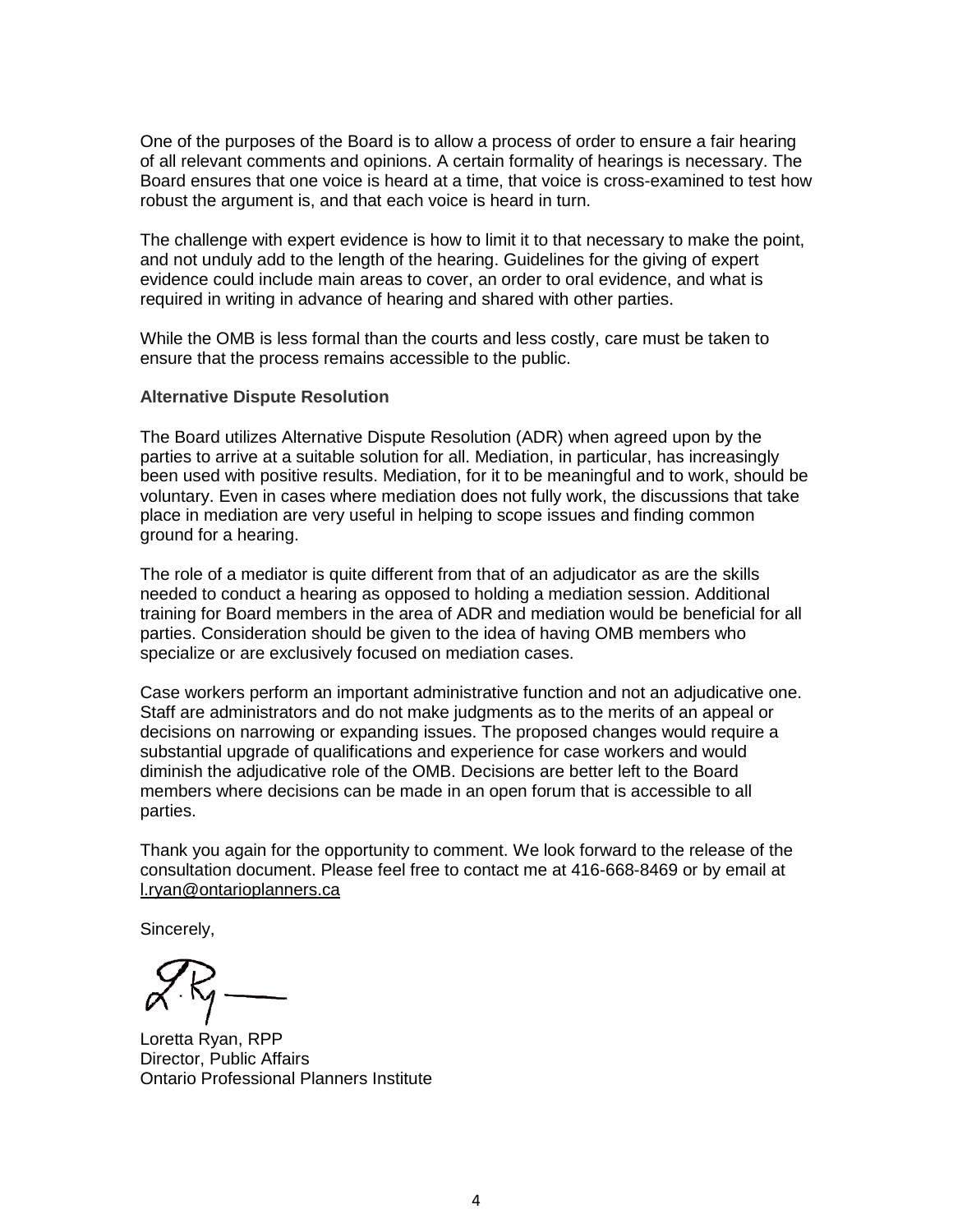One of the purposes of the Board is to allow a process of order to ensure a fair hearing of all relevant comments and opinions. A certain formality of hearings is necessary. The Board ensures that one voice is heard at a time, that voice is cross-examined to test how robust the argument is, and that each voice is heard in turn.

The challenge with expert evidence is how to limit it to that necessary to make the point, and not unduly add to the length of the hearing. Guidelines for the giving of expert evidence could include main areas to cover, an order to oral evidence, and what is required in writing in advance of hearing and shared with other parties.

While the OMB is less formal than the courts and less costly, care must be taken to ensure that the process remains accessible to the public.

**Alternative Dispute Resolution**

The Board utilizes Alternative Dispute Resolution (ADR) when agreed upon by the parties to arrive at a suitable solution for all. Mediation, in particular, has increasingly been used with positive results. Mediation, for it to be meaningful and to work, should be voluntary. Even in cases where mediation does not fully work, the discussions that take place in mediation are very useful in helping to scope issues and finding common ground for a hearing.

The role of a mediator is quite different from that of an adjudicator as are the skills needed to conduct a hearing as opposed to holding a mediation session. Additional training for Board members in the area of ADR and mediation would be beneficial for all parties. Consideration should be given to the idea of having OMB members who specialize or are exclusively focused on mediation cases.

Case workers perform an important administrative function and not an adjudicative one. Staff are administrators and do not make judgments as to the merits of an appeal or decisions on narrowing or expanding issues. The proposed changes would require a substantial upgrade of qualifications and experience for case workers and would diminish the adjudicative role of the OMB. Decisions are better left to the Board members where decisions can be made in an open forum that is accessible to all parties.

Thank you again for the opportunity to comment. We look forward to the release of the consultation document. Please feel free to contact me at 416-668-8469 or by email at l.ryan@ontarioplanners.ca

Sincerely,

Loretta Ryan, RPP
Director, Public Affairs
Ontario Professional Planners Institute